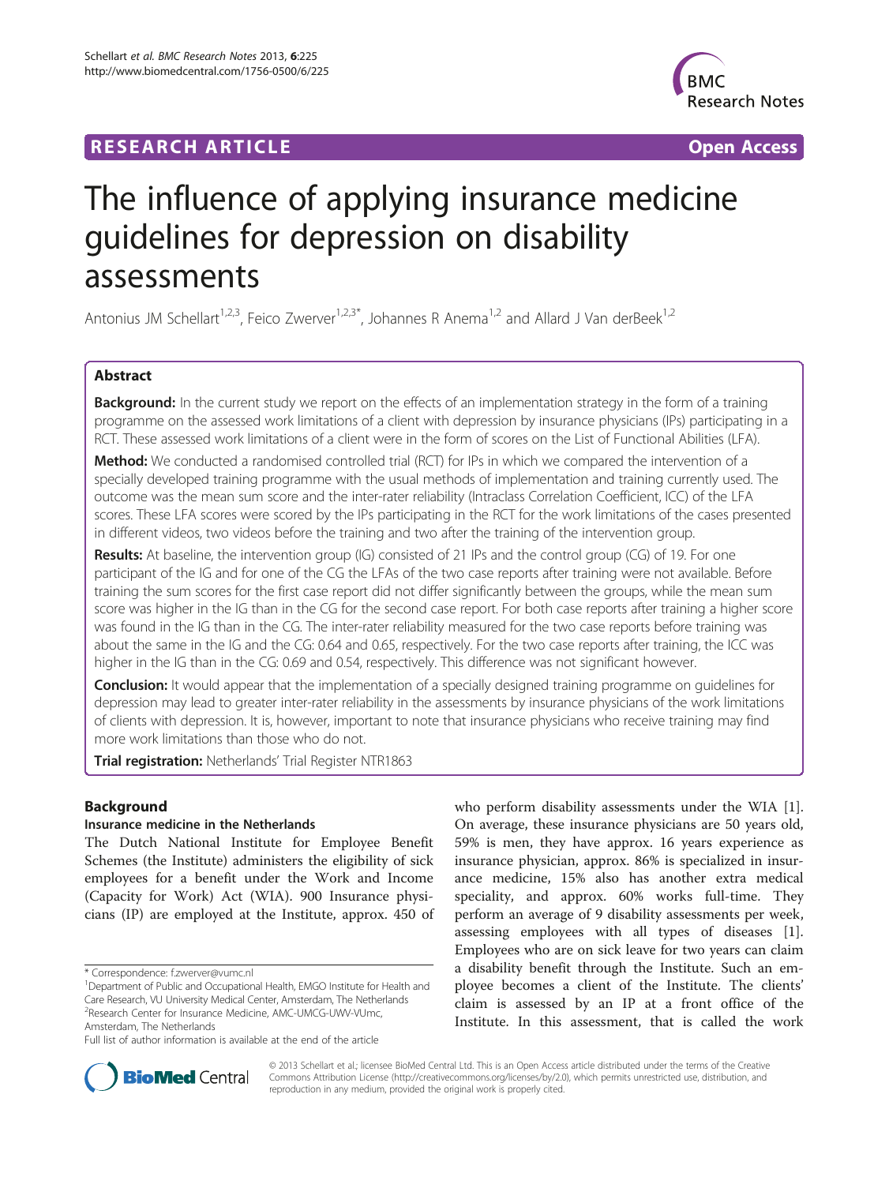RESEARCH ARTICLE Open Access

# The influence of applying insurance medicine guidelines for depression on disability assessments

Antonius JM Schellart[1,2,3], Feico Zwerver[1,2,3*], Johannes R Anema[1,2] and Allard J Van derBeek[1,2]

## Abstract

**Background:** In the current study we report on the effects of an implementation strategy in the form of a training programme on the assessed work limitations of a client with depression by insurance physicians (IPs) participating in a RCT. These assessed work limitations of a client were in the form of scores on the List of Functional Abilities (LFA).

**Method:** We conducted a randomised controlled trial (RCT) for IPs in which we compared the intervention of a specially developed training programme with the usual methods of implementation and training currently used. The outcome was the mean sum score and the inter-rater reliability (Intraclass Correlation Coefficient, ICC) of the LFA scores. These LFA scores were scored by the IPs participating in the RCT for the work limitations of the cases presented in different videos, two videos before the training and two after the training of the intervention group.

**Results:** At baseline, the intervention group (IG) consisted of 21 IPs and the control group (CG) of 19. For one participant of the IG and for one of the CG the LFAs of the two case reports after training were not available. Before training the sum scores for the first case report did not differ significantly between the groups, while the mean sum score was higher in the IG than in the CG for the second case report. For both case reports after training a higher score was found in the IG than in the CG. The inter-rater reliability measured for the two case reports before training was about the same in the IG and the CG: 0.64 and 0.65, respectively. For the two case reports after training, the ICC was higher in the IG than in the CG: 0.69 and 0.54, respectively. This difference was not significant however.

**Conclusion:** It would appear that the implementation of a specially designed training programme on guidelines for depression may lead to greater inter-rater reliability in the assessments by insurance physicians of the work limitations of clients with depression. It is, however, important to note that insurance physicians who receive training may find more work limitations than those who do not.

**Trial registration:** Netherlands' Trial Register NTR1863

## Background

### Insurance medicine in the Netherlands

The Dutch National Institute for Employee Benefit Schemes (the Institute) administers the eligibility of sick employees for a benefit under the Work and Income (Capacity for Work) Act (WIA). 900 Insurance physicians (IP) are employed at the Institute, approx. 450 of who perform disability assessments under the WIA [1]. On average, these insurance physicians are 50 years old, 59% is men, they have approx. 16 years experience as insurance physician, approx. 86% is specialized in insurance medicine, 15% also has another extra medical speciality, and approx. 60% works full-time. They perform an average of 9 disability assessments per week, assessing employees with all types of diseases [1]. Employees who are on sick leave for two years can claim a disability benefit through the Institute. Such an employee becomes a client of the Institute. The clients' claim is assessed by an IP at a front office of the Institute. In this assessment, that is called the work

\* Correspondence: f.zwerver@vumc.nl

[1]Department of Public and Occupational Health, EMGO Institute for Health and Care Research, VU University Medical Center, Amsterdam, The Netherlands

[2]Research Center for Insurance Medicine, AMC-UMCG-UWV-VUmc, Amsterdam, The Netherlands

Full list of author information is available at the end of the article

© 2013 Schellart et al.; licensee BioMed Central Ltd. This is an Open Access article distributed under the terms of the Creative Commons Attribution License (http://creativecommons.org/licenses/by/2.0), which permits unrestricted use, distribution, and reproduction in any medium, provided the original work is properly cited.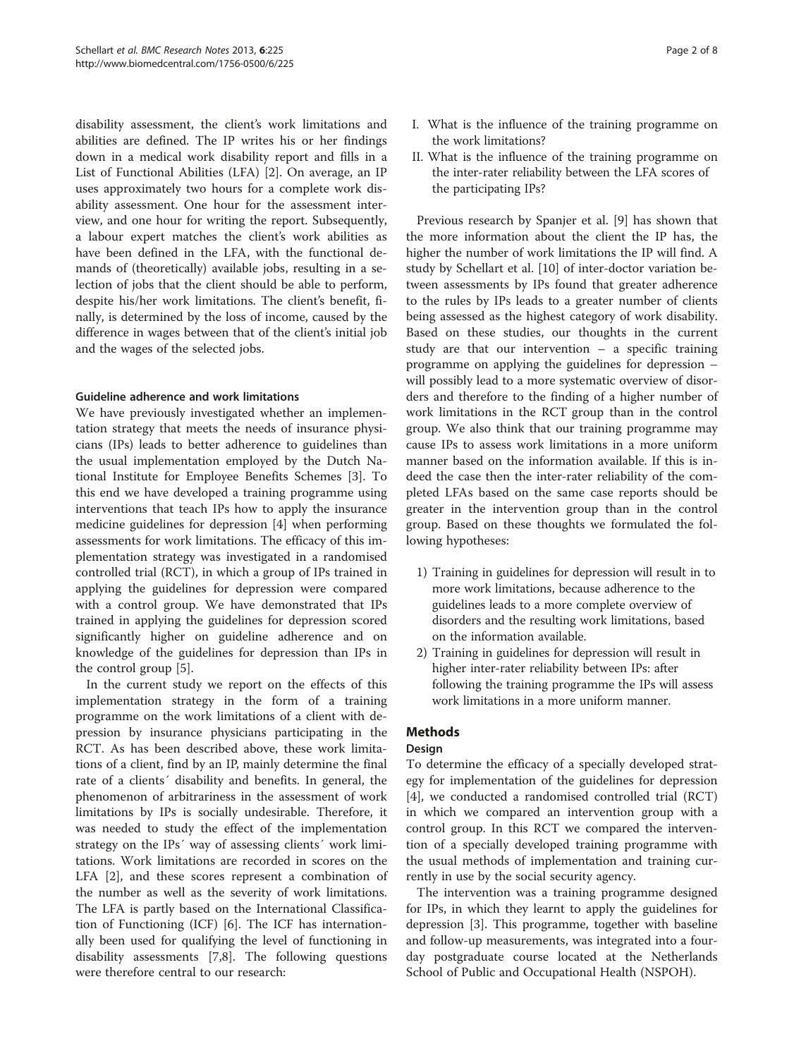disability assessment, the client's work limitations and abilities are defined. The IP writes his or her findings down in a medical work disability report and fills in a List of Functional Abilities (LFA) [2]. On average, an IP uses approximately two hours for a complete work disability assessment. One hour for the assessment interview, and one hour for writing the report. Subsequently, a labour expert matches the client's work abilities as have been defined in the LFA, with the functional demands of (theoretically) available jobs, resulting in a selection of jobs that the client should be able to perform, despite his/her work limitations. The client's benefit, finally, is determined by the loss of income, caused by the difference in wages between that of the client's initial job and the wages of the selected jobs.

### Guideline adherence and work limitations

We have previously investigated whether an implementation strategy that meets the needs of insurance physicians (IPs) leads to better adherence to guidelines than the usual implementation employed by the Dutch National Institute for Employee Benefits Schemes [3]. To this end we have developed a training programme using interventions that teach IPs how to apply the insurance medicine guidelines for depression [4] when performing assessments for work limitations. The efficacy of this implementation strategy was investigated in a randomised controlled trial (RCT), in which a group of IPs trained in applying the guidelines for depression were compared with a control group. We have demonstrated that IPs trained in applying the guidelines for depression scored significantly higher on guideline adherence and on knowledge of the guidelines for depression than IPs in the control group [5].

In the current study we report on the effects of this implementation strategy in the form of a training programme on the work limitations of a client with depression by insurance physicians participating in the RCT. As has been described above, these work limitations of a client, find by an IP, mainly determine the final rate of a clients´ disability and benefits. In general, the phenomenon of arbitrariness in the assessment of work limitations by IPs is socially undesirable. Therefore, it was needed to study the effect of the implementation strategy on the IPs´ way of assessing clients´ work limitations. Work limitations are recorded in scores on the LFA [2], and these scores represent a combination of the number as well as the severity of work limitations. The LFA is partly based on the International Classification of Functioning (ICF) [6]. The ICF has internationally been used for qualifying the level of functioning in disability assessments [7,8]. The following questions were therefore central to our research:

I. What is the influence of the training programme on the work limitations?
II. What is the influence of the training programme on the inter-rater reliability between the LFA scores of the participating IPs?

Previous research by Spanjer et al. [9] has shown that the more information about the client the IP has, the higher the number of work limitations the IP will find. A study by Schellart et al. [10] of inter-doctor variation between assessments by IPs found that greater adherence to the rules by IPs leads to a greater number of clients being assessed as the highest category of work disability. Based on these studies, our thoughts in the current study are that our intervention – a specific training programme on applying the guidelines for depression – will possibly lead to a more systematic overview of disorders and therefore to the finding of a higher number of work limitations in the RCT group than in the control group. We also think that our training programme may cause IPs to assess work limitations in a more uniform manner based on the information available. If this is indeed the case then the inter-rater reliability of the completed LFAs based on the same case reports should be greater in the intervention group than in the control group. Based on these thoughts we formulated the following hypotheses:

1) Training in guidelines for depression will result in to more work limitations, because adherence to the guidelines leads to a more complete overview of disorders and the resulting work limitations, based on the information available.
2) Training in guidelines for depression will result in higher inter-rater reliability between IPs: after following the training programme the IPs will assess work limitations in a more uniform manner.

## Methods

### Design

To determine the efficacy of a specially developed strategy for implementation of the guidelines for depression [4], we conducted a randomised controlled trial (RCT) in which we compared an intervention group with a control group. In this RCT we compared the intervention of a specially developed training programme with the usual methods of implementation and training currently in use by the social security agency.

The intervention was a training programme designed for IPs, in which they learnt to apply the guidelines for depression [3]. This programme, together with baseline and follow-up measurements, was integrated into a four-day postgraduate course located at the Netherlands School of Public and Occupational Health (NSPOH).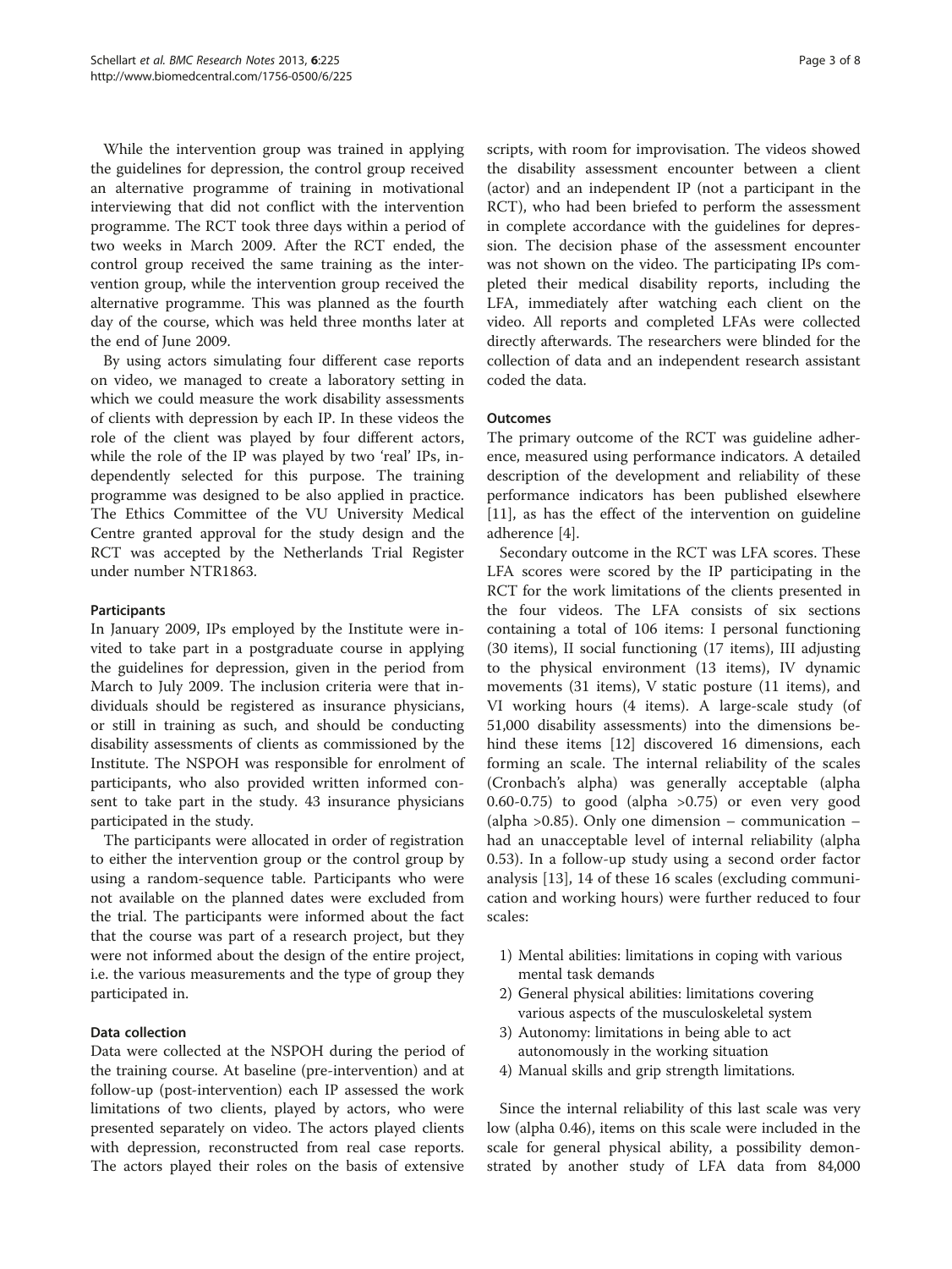While the intervention group was trained in applying the guidelines for depression, the control group received an alternative programme of training in motivational interviewing that did not conflict with the intervention programme. The RCT took three days within a period of two weeks in March 2009. After the RCT ended, the control group received the same training as the intervention group, while the intervention group received the alternative programme. This was planned as the fourth day of the course, which was held three months later at the end of June 2009.

By using actors simulating four different case reports on video, we managed to create a laboratory setting in which we could measure the work disability assessments of clients with depression by each IP. In these videos the role of the client was played by four different actors, while the role of the IP was played by two 'real' IPs, independently selected for this purpose. The training programme was designed to be also applied in practice. The Ethics Committee of the VU University Medical Centre granted approval for the study design and the RCT was accepted by the Netherlands Trial Register under number NTR1863.

#### Participants

In January 2009, IPs employed by the Institute were invited to take part in a postgraduate course in applying the guidelines for depression, given in the period from March to July 2009. The inclusion criteria were that individuals should be registered as insurance physicians, or still in training as such, and should be conducting disability assessments of clients as commissioned by the Institute. The NSPOH was responsible for enrolment of participants, who also provided written informed consent to take part in the study. 43 insurance physicians participated in the study.

The participants were allocated in order of registration to either the intervention group or the control group by using a random-sequence table. Participants who were not available on the planned dates were excluded from the trial. The participants were informed about the fact that the course was part of a research project, but they were not informed about the design of the entire project, i.e. the various measurements and the type of group they participated in.

#### Data collection

Data were collected at the NSPOH during the period of the training course. At baseline (pre-intervention) and at follow-up (post-intervention) each IP assessed the work limitations of two clients, played by actors, who were presented separately on video. The actors played clients with depression, reconstructed from real case reports. The actors played their roles on the basis of extensive scripts, with room for improvisation. The videos showed the disability assessment encounter between a client (actor) and an independent IP (not a participant in the RCT), who had been briefed to perform the assessment in complete accordance with the guidelines for depression. The decision phase of the assessment encounter was not shown on the video. The participating IPs completed their medical disability reports, including the LFA, immediately after watching each client on the video. All reports and completed LFAs were collected directly afterwards. The researchers were blinded for the collection of data and an independent research assistant coded the data.

#### Outcomes

The primary outcome of the RCT was guideline adherence, measured using performance indicators. A detailed description of the development and reliability of these performance indicators has been published elsewhere [11], as has the effect of the intervention on guideline adherence [4].

Secondary outcome in the RCT was LFA scores. These LFA scores were scored by the IP participating in the RCT for the work limitations of the clients presented in the four videos. The LFA consists of six sections containing a total of 106 items: I personal functioning (30 items), II social functioning (17 items), III adjusting to the physical environment (13 items), IV dynamic movements (31 items), V static posture (11 items), and VI working hours (4 items). A large-scale study (of 51,000 disability assessments) into the dimensions behind these items [12] discovered 16 dimensions, each forming an scale. The internal reliability of the scales (Cronbach's alpha) was generally acceptable (alpha 0.60-0.75) to good (alpha >0.75) or even very good (alpha >0.85). Only one dimension – communication – had an unacceptable level of internal reliability (alpha 0.53). In a follow-up study using a second order factor analysis [13], 14 of these 16 scales (excluding communication and working hours) were further reduced to four scales:

1) Mental abilities: limitations in coping with various mental task demands
2) General physical abilities: limitations covering various aspects of the musculoskeletal system
3) Autonomy: limitations in being able to act autonomously in the working situation
4) Manual skills and grip strength limitations.

Since the internal reliability of this last scale was very low (alpha 0.46), items on this scale were included in the scale for general physical ability, a possibility demonstrated by another study of LFA data from 84,000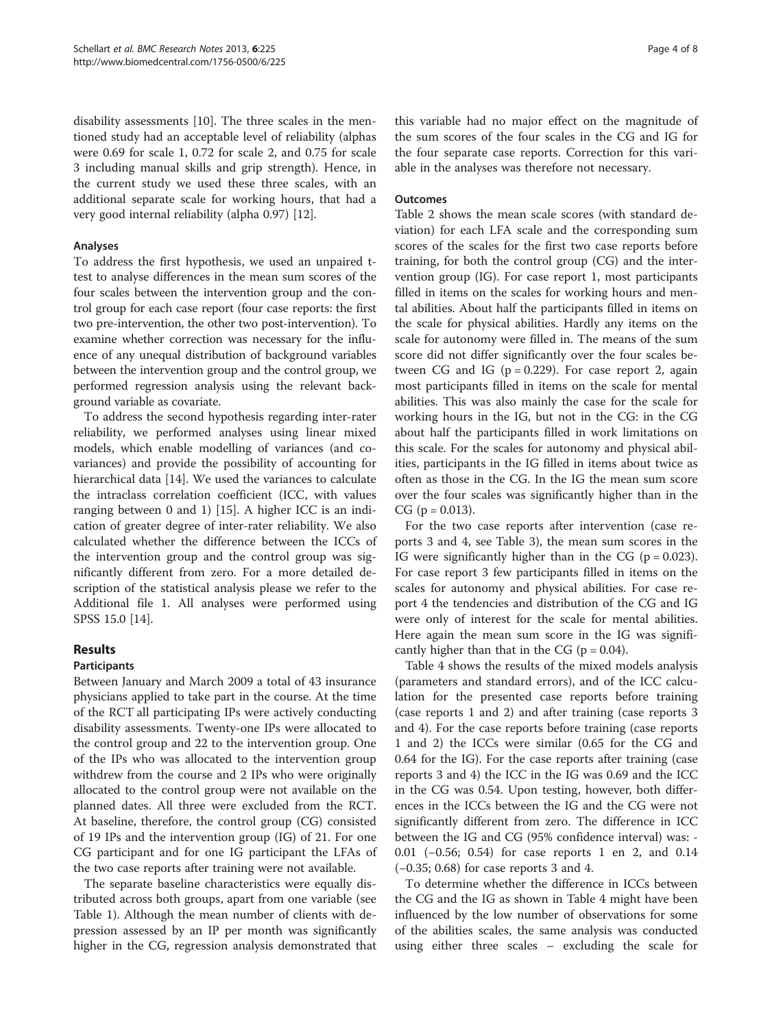disability assessments [10]. The three scales in the mentioned study had an acceptable level of reliability (alphas were 0.69 for scale 1, 0.72 for scale 2, and 0.75 for scale 3 including manual skills and grip strength). Hence, in the current study we used these three scales, with an additional separate scale for working hours, that had a very good internal reliability (alpha 0.97) [12].

### Analyses

To address the first hypothesis, we used an unpaired t-test to analyse differences in the mean sum scores of the four scales between the intervention group and the control group for each case report (four case reports: the first two pre-intervention, the other two post-intervention). To examine whether correction was necessary for the influence of any unequal distribution of background variables between the intervention group and the control group, we performed regression analysis using the relevant background variable as covariate.

To address the second hypothesis regarding inter-rater reliability, we performed analyses using linear mixed models, which enable modelling of variances (and covariances) and provide the possibility of accounting for hierarchical data [14]. We used the variances to calculate the intraclass correlation coefficient (ICC, with values ranging between 0 and 1) [15]. A higher ICC is an indication of greater degree of inter-rater reliability. We also calculated whether the difference between the ICCs of the intervention group and the control group was significantly different from zero. For a more detailed description of the statistical analysis please we refer to the Additional file 1. All analyses were performed using SPSS 15.0 [14].

## Results

### Participants

Between January and March 2009 a total of 43 insurance physicians applied to take part in the course. At the time of the RCT all participating IPs were actively conducting disability assessments. Twenty-one IPs were allocated to the control group and 22 to the intervention group. One of the IPs who was allocated to the intervention group withdrew from the course and 2 IPs who were originally allocated to the control group were not available on the planned dates. All three were excluded from the RCT. At baseline, therefore, the control group (CG) consisted of 19 IPs and the intervention group (IG) of 21. For one CG participant and for one IG participant the LFAs of the two case reports after training were not available.

The separate baseline characteristics were equally distributed across both groups, apart from one variable (see Table 1). Although the mean number of clients with depression assessed by an IP per month was significantly higher in the CG, regression analysis demonstrated that this variable had no major effect on the magnitude of the sum scores of the four scales in the CG and IG for the four separate case reports. Correction for this variable in the analyses was therefore not necessary.

### Outcomes

Table 2 shows the mean scale scores (with standard deviation) for each LFA scale and the corresponding sum scores of the scales for the first two case reports before training, for both the control group (CG) and the intervention group (IG). For case report 1, most participants filled in items on the scales for working hours and mental abilities. About half the participants filled in items on the scale for physical abilities. Hardly any items on the scale for autonomy were filled in. The means of the sum score did not differ significantly over the four scales between CG and IG ($p = 0.229$). For case report 2, again most participants filled in items on the scale for mental abilities. This was also mainly the case for the scale for working hours in the IG, but not in the CG: in the CG about half the participants filled in work limitations on this scale. For the scales for autonomy and physical abilities, participants in the IG filled in items about twice as often as those in the CG. In the IG the mean sum score over the four scales was significantly higher than in the CG ($p = 0.013$).

For the two case reports after intervention (case reports 3 and 4, see Table 3), the mean sum scores in the IG were significantly higher than in the CG ($p = 0.023$). For case report 3 few participants filled in items on the scales for autonomy and physical abilities. For case report 4 the tendencies and distribution of the CG and IG were only of interest for the scale for mental abilities. Here again the mean sum score in the IG was significantly higher than that in the CG ($p = 0.04$).

Table 4 shows the results of the mixed models analysis (parameters and standard errors), and of the ICC calculation for the presented case reports before training (case reports 1 and 2) and after training (case reports 3 and 4). For the case reports before training (case reports 1 and 2) the ICCs were similar (0.65 for the CG and 0.64 for the IG). For the case reports after training (case reports 3 and 4) the ICC in the IG was 0.69 and the ICC in the CG was 0.54. Upon testing, however, both differences in the ICCs between the IG and the CG were not significantly different from zero. The difference in ICC between the IG and CG (95% confidence interval) was: -0.01 (−0.56; 0.54) for case reports 1 en 2, and 0.14 (−0.35; 0.68) for case reports 3 and 4.

To determine whether the difference in ICCs between the CG and the IG as shown in Table 4 might have been influenced by the low number of observations for some of the abilities scales, the same analysis was conducted using either three scales – excluding the scale for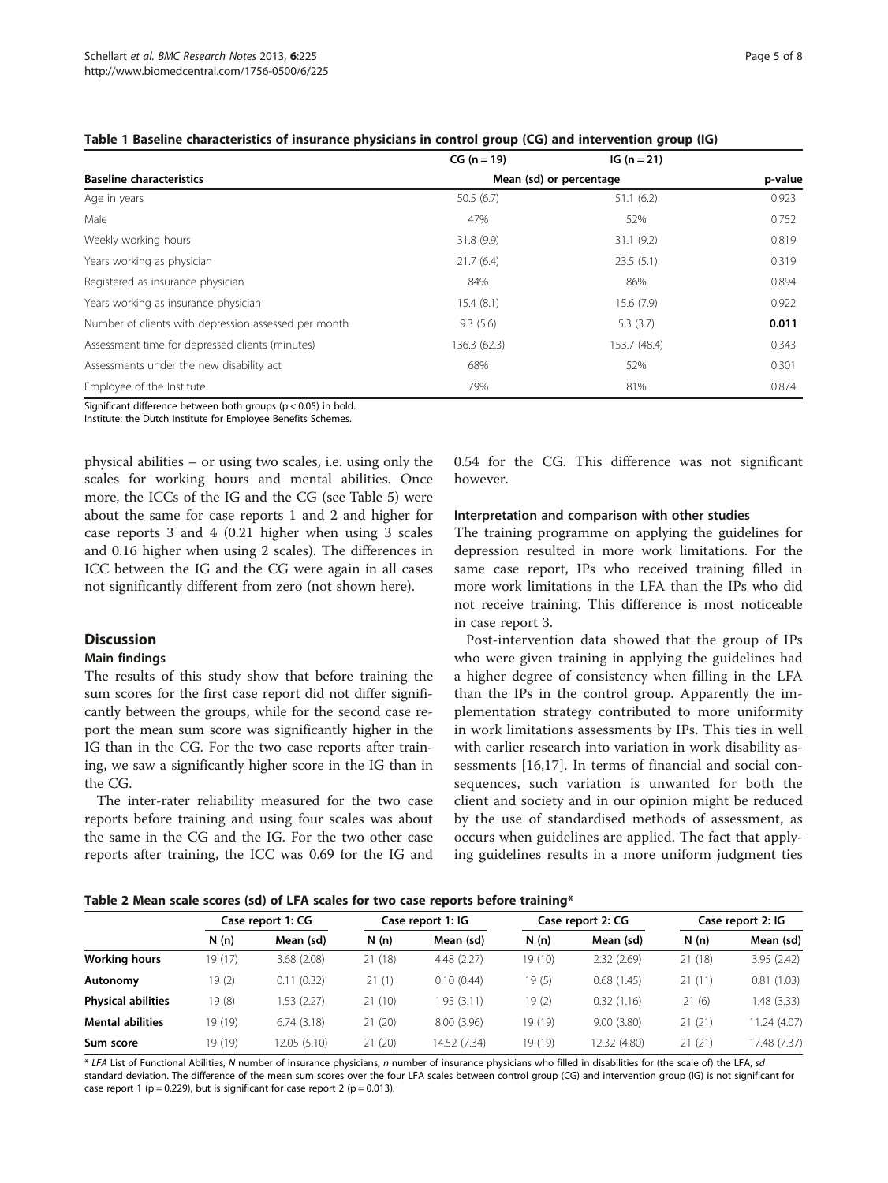**Table 1 Baseline characteristics of insurance physicians in control group (CG) and intervention group (IG)**

| Baseline characteristics | CG (n = 19) | IG (n = 21) | p-value |
|---|---|---|---|
| | Mean (sd) or percentage | | |
| Age in years | 50.5 (6.7) | 51.1 (6.2) | 0.923 |
| Male | 47% | 52% | 0.752 |
| Weekly working hours | 31.8 (9.9) | 31.1 (9.2) | 0.819 |
| Years working as physician | 21.7 (6.4) | 23.5 (5.1) | 0.319 |
| Registered as insurance physician | 84% | 86% | 0.894 |
| Years working as insurance physician | 15.4 (8.1) | 15.6 (7.9) | 0.922 |
| Number of clients with depression assessed per month | 9.3 (5.6) | 5.3 (3.7) | **0.011** |
| Assessment time for depressed clients (minutes) | 136.3 (62.3) | 153.7 (48.4) | 0.343 |
| Assessments under the new disability act | 68% | 52% | 0.301 |
| Employee of the Institute | 79% | 81% | 0.874 |

Significant difference between both groups ($p < 0.05$) in bold.
Institute: the Dutch Institute for Employee Benefits Schemes.

physical abilities – or using two scales, i.e. using only the scales for working hours and mental abilities. Once more, the ICCs of the IG and the CG (see Table 5) were about the same for case reports 1 and 2 and higher for case reports 3 and 4 (0.21 higher when using 3 scales and 0.16 higher when using 2 scales). The differences in ICC between the IG and the CG were again in all cases not significantly different from zero (not shown here).

## Discussion

### Main findings

The results of this study show that before training the sum scores for the first case report did not differ significantly between the groups, while for the second case report the mean sum score was significantly higher in the IG than in the CG. For the two case reports after training, we saw a significantly higher score in the IG than in the CG.

The inter-rater reliability measured for the two case reports before training and using four scales was about the same in the CG and the IG. For the two other case reports after training, the ICC was 0.69 for the IG and 0.54 for the CG. This difference was not significant however.

### Interpretation and comparison with other studies

The training programme on applying the guidelines for depression resulted in more work limitations. For the same case report, IPs who received training filled in more work limitations in the LFA than the IPs who did not receive training. This difference is most noticeable in case report 3.

Post-intervention data showed that the group of IPs who were given training in applying the guidelines had a higher degree of consistency when filling in the LFA than the IPs in the control group. Apparently the implementation strategy contributed to more uniformity in work limitations assessments by IPs. This ties in well with earlier research into variation in work disability assessments [16,17]. In terms of financial and social consequences, such variation is unwanted for both the client and society and in our opinion might be reduced by the use of standardised methods of assessment, as occurs when guidelines are applied. The fact that applying guidelines results in a more uniform judgment ties

**Table 2 Mean scale scores (sd) of LFA scales for two case reports before training***

| | Case report 1: CG | | Case report 1: IG | | Case report 2: CG | | Case report 2: IG | |
|---|---|---|---|---|---|---|---|---|
| | N (n) | Mean (sd) | N (n) | Mean (sd) | N (n) | Mean (sd) | N (n) | Mean (sd) |
| **Working hours** | 19 (17) | 3.68 (2.08) | 21 (18) | 4.48 (2.27) | 19 (10) | 2.32 (2.69) | 21 (18) | 3.95 (2.42) |
| **Autonomy** | 19 (2) | 0.11 (0.32) | 21 (1) | 0.10 (0.44) | 19 (5) | 0.68 (1.45) | 21 (11) | 0.81 (1.03) |
| **Physical abilities** | 19 (8) | 1.53 (2.27) | 21 (10) | 1.95 (3.11) | 19 (2) | 0.32 (1.16) | 21 (6) | 1.48 (3.33) |
| **Mental abilities** | 19 (19) | 6.74 (3.18) | 21 (20) | 8.00 (3.96) | 19 (19) | 9.00 (3.80) | 21 (21) | 11.24 (4.07) |
| **Sum score** | 19 (19) | 12.05 (5.10) | 21 (20) | 14.52 (7.34) | 19 (19) | 12.32 (4.80) | 21 (21) | 17.48 (7.37) |

* *LFA* List of Functional Abilities, *N* number of insurance physicians, *n* number of insurance physicians who filled in disabilities for (the scale of) the LFA, *sd* standard deviation. The difference of the mean sum scores over the four LFA scales between control group (CG) and intervention group (IG) is not significant for case report 1 ($p = 0.229$), but is significant for case report 2 ($p = 0.013$).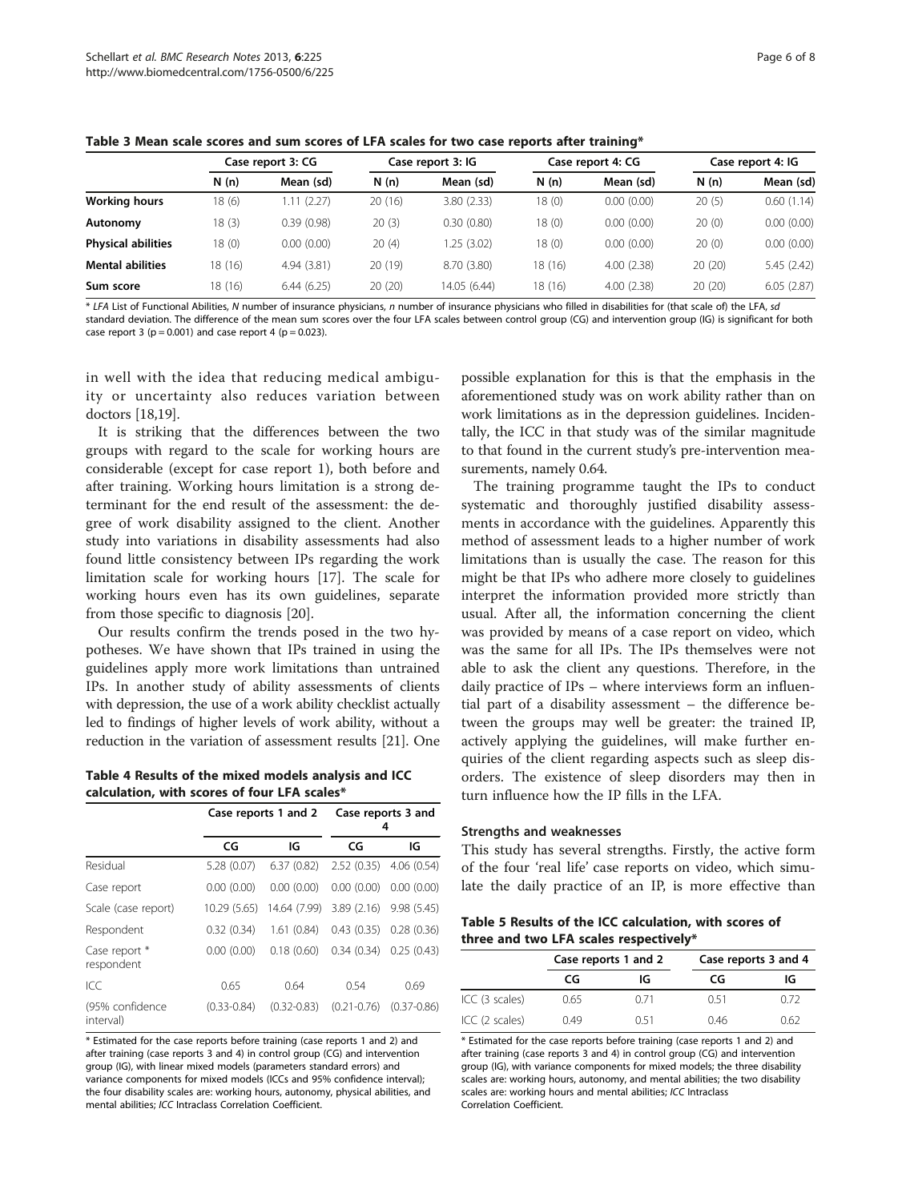**Table 3 Mean scale scores and sum scores of LFA scales for two case reports after training***

| | Case report 3: CG | | Case report 3: IG | | Case report 4: CG | | Case report 4: IG | |
|---|---|---|---|---|---|---|---|---|
| | N (n) | Mean (sd) | N (n) | Mean (sd) | N (n) | Mean (sd) | N (n) | Mean (sd) |
| **Working hours** | 18 (6) | 1.11 (2.27) | 20 (16) | 3.80 (2.33) | 18 (0) | 0.00 (0.00) | 20 (5) | 0.60 (1.14) |
| **Autonomy** | 18 (3) | 0.39 (0.98) | 20 (3) | 0.30 (0.80) | 18 (0) | 0.00 (0.00) | 20 (0) | 0.00 (0.00) |
| **Physical abilities** | 18 (0) | 0.00 (0.00) | 20 (4) | 1.25 (3.02) | 18 (0) | 0.00 (0.00) | 20 (0) | 0.00 (0.00) |
| **Mental abilities** | 18 (16) | 4.94 (3.81) | 20 (19) | 8.70 (3.80) | 18 (16) | 4.00 (2.38) | 20 (20) | 5.45 (2.42) |
| **Sum score** | 18 (16) | 6.44 (6.25) | 20 (20) | 14.05 (6.44) | 18 (16) | 4.00 (2.38) | 20 (20) | 6.05 (2.87) |

\* *LFA* List of Functional Abilities, *N* number of insurance physicians, *n* number of insurance physicians who filled in disabilities for (that scale of) the LFA, *sd* standard deviation. The difference of the mean sum scores over the four LFA scales between control group (CG) and intervention group (IG) is significant for both case report 3 ($p = 0.001$) and case report 4 ($p = 0.023$).

in well with the idea that reducing medical ambiguity or uncertainty also reduces variation between doctors [18,19].

It is striking that the differences between the two groups with regard to the scale for working hours are considerable (except for case report 1), both before and after training. Working hours limitation is a strong determinant for the end result of the assessment: the degree of work disability assigned to the client. Another study into variations in disability assessments had also found little consistency between IPs regarding the work limitation scale for working hours [17]. The scale for working hours even has its own guidelines, separate from those specific to diagnosis [20].

Our results confirm the trends posed in the two hypotheses. We have shown that IPs trained in using the guidelines apply more work limitations than untrained IPs. In another study of ability assessments of clients with depression, the use of a work ability checklist actually led to findings of higher levels of work ability, without a reduction in the variation of assessment results [21]. One possible explanation for this is that the emphasis in the aforementioned study was on work ability rather than on work limitations as in the depression guidelines. Incidentally, the ICC in that study was of the similar magnitude to that found in the current study's pre-intervention measurements, namely 0.64.

**Table 4 Results of the mixed models analysis and ICC calculation, with scores of four LFA scales***

| | Case reports 1 and 2 | | Case reports 3 and 4 | |
|---|---|---|---|---|
| | CG | IG | CG | IG |
| Residual | 5.28 (0.07) | 6.37 (0.82) | 2.52 (0.35) | 4.06 (0.54) |
| Case report | 0.00 (0.00) | 0.00 (0.00) | 0.00 (0.00) | 0.00 (0.00) |
| Scale (case report) | 10.29 (5.65) | 14.64 (7.99) | 3.89 (2.16) | 9.98 (5.45) |
| Respondent | 0.32 (0.34) | 1.61 (0.84) | 0.43 (0.35) | 0.28 (0.36) |
| Case report * respondent | 0.00 (0.00) | 0.18 (0.60) | 0.34 (0.34) | 0.25 (0.43) |
| ICC | 0.65 | 0.64 | 0.54 | 0.69 |
| (95% confidence interval) | (0.33-0.84) | (0.32-0.83) | (0.21-0.76) | (0.37-0.86) |

\* Estimated for the case reports before training (case reports 1 and 2) and after training (case reports 3 and 4) in control group (CG) and intervention group (IG), with linear mixed models (parameters standard errors) and variance components for mixed models (ICCs and 95% confidence interval); the four disability scales are: working hours, autonomy, physical abilities, and mental abilities; *ICC* Intraclass Correlation Coefficient.

The training programme taught the IPs to conduct systematic and thoroughly justified disability assessments in accordance with the guidelines. Apparently this method of assessment leads to a higher number of work limitations than is usually the case. The reason for this might be that IPs who adhere more closely to guidelines interpret the information provided more strictly than usual. After all, the information concerning the client was provided by means of a case report on video, which was the same for all IPs. The IPs themselves were not able to ask the client any questions. Therefore, in the daily practice of IPs – where interviews form an influential part of a disability assessment – the difference between the groups may well be greater: the trained IP, actively applying the guidelines, will make further enquiries of the client regarding aspects such as sleep disorders. The existence of sleep disorders may then in turn influence how the IP fills in the LFA.

### Strengths and weaknesses

This study has several strengths. Firstly, the active form of the four 'real life' case reports on video, which simulate the daily practice of an IP, is more effective than

**Table 5 Results of the ICC calculation, with scores of three and two LFA scales respectively***

| | Case reports 1 and 2 | | Case reports 3 and 4 | |
|---|---|---|---|---|
| | CG | IG | CG | IG |
| ICC (3 scales) | 0.65 | 0.71 | 0.51 | 0.72 |
| ICC (2 scales) | 0.49 | 0.51 | 0.46 | 0.62 |

\* Estimated for the case reports before training (case reports 1 and 2) and after training (case reports 3 and 4) in control group (CG) and intervention group (IG), with variance components for mixed models; the three disability scales are: working hours, autonomy, and mental abilities; the two disability scales are: working hours and mental abilities; *ICC* Intraclass Correlation Coefficient.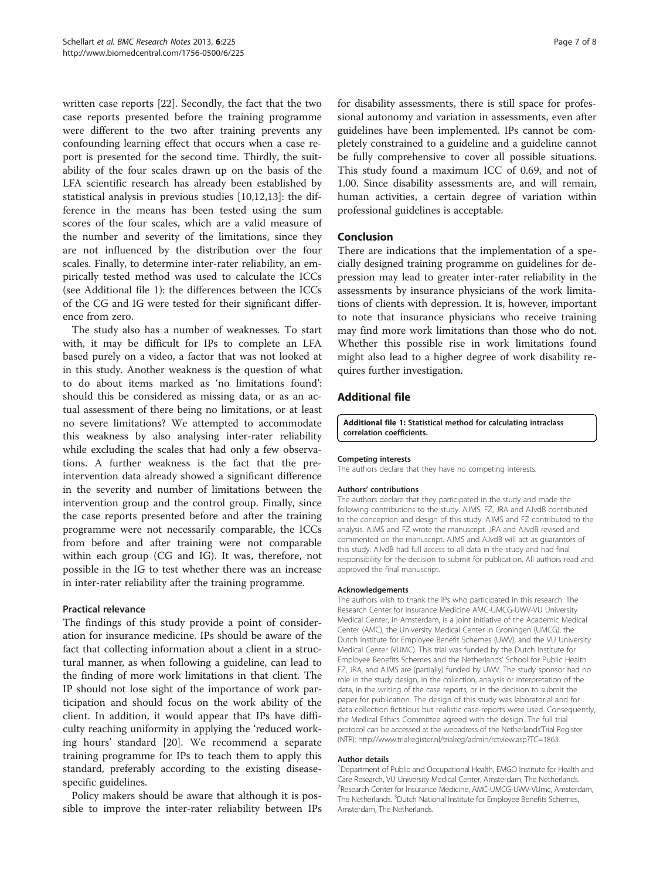written case reports [22]. Secondly, the fact that the two case reports presented before the training programme were different to the two after training prevents any confounding learning effect that occurs when a case report is presented for the second time. Thirdly, the suitability of the four scales drawn up on the basis of the LFA scientific research has already been established by statistical analysis in previous studies [10,12,13]: the difference in the means has been tested using the sum scores of the four scales, which are a valid measure of the number and severity of the limitations, since they are not influenced by the distribution over the four scales. Finally, to determine inter-rater reliability, an empirically tested method was used to calculate the ICCs (see Additional file 1): the differences between the ICCs of the CG and IG were tested for their significant difference from zero.

The study also has a number of weaknesses. To start with, it may be difficult for IPs to complete an LFA based purely on a video, a factor that was not looked at in this study. Another weakness is the question of what to do about items marked as 'no limitations found': should this be considered as missing data, or as an actual assessment of there being no limitations, or at least no severe limitations? We attempted to accommodate this weakness by also analysing inter-rater reliability while excluding the scales that had only a few observations. A further weakness is the fact that the pre-intervention data already showed a significant difference in the severity and number of limitations between the intervention group and the control group. Finally, since the case reports presented before and after the training programme were not necessarily comparable, the ICCs from before and after training were not comparable within each group (CG and IG). It was, therefore, not possible in the IG to test whether there was an increase in inter-rater reliability after the training programme.

### Practical relevance

The findings of this study provide a point of consideration for insurance medicine. IPs should be aware of the fact that collecting information about a client in a structural manner, as when following a guideline, can lead to the finding of more work limitations in that client. The IP should not lose sight of the importance of work participation and should focus on the work ability of the client. In addition, it would appear that IPs have difficulty reaching uniformity in applying the 'reduced working hours' standard [20]. We recommend a separate training programme for IPs to teach them to apply this standard, preferably according to the existing disease-specific guidelines.

Policy makers should be aware that although it is possible to improve the inter-rater reliability between IPs for disability assessments, there is still space for professional autonomy and variation in assessments, even after guidelines have been implemented. IPs cannot be completely constrained to a guideline and a guideline cannot be fully comprehensive to cover all possible situations. This study found a maximum ICC of 0.69, and not of 1.00. Since disability assessments are, and will remain, human activities, a certain degree of variation within professional guidelines is acceptable.

## Conclusion

There are indications that the implementation of a specially designed training programme on guidelines for depression may lead to greater inter-rater reliability in the assessments by insurance physicians of the work limitations of clients with depression. It is, however, important to note that insurance physicians who receive training may find more work limitations than those who do not. Whether this possible rise in work limitations found might also lead to a higher degree of work disability requires further investigation.

## Additional file

**Additional file 1: Statistical method for calculating intraclass correlation coefficients.**

#### Competing interests

The authors declare that they have no competing interests.

#### Authors' contributions

The authors declare that they participated in the study and made the following contributions to the study. AJMS, FZ, JRA and AJvdB contributed to the conception and design of this study. AJMS and FZ contributed to the analysis. AJMS and FZ wrote the manuscript. JRA and AJvdB revised and commented on the manuscript. AJMS and AJvdB will act as guarantors of this study. AJvdB had full access to all data in the study and had final responsibility for the decision to submit for publication. All authors read and approved the final manuscript.

#### Acknowledgements

The authors wish to thank the IPs who participated in this research. The Research Center for Insurance Medicine AMC-UMCG-UWV-VU University Medical Center, in Amsterdam, is a joint initiative of the Academic Medical Center (AMC), the University Medical Center in Groningen (UMCG), the Dutch Institute for Employee Benefit Schemes (UWV), and the VU University Medical Center (VUMC). This trial was funded by the Dutch Institute for Employee Benefits Schemes and the Netherlands' School for Public Health. FZ, JRA, and AJMS are (partially) funded by UWV. The study sponsor had no role in the study design, in the collection, analysis or interpretation of the data, in the writing of the case reports, or in the decision to submit the paper for publication. The design of this study was laboratorial and for data collection fictitious but realistic case-reports were used. Consequently, the Medical Ethics Committee agreed with the design. The full trial protocol can be accessed at the webadress of the Netherlands'Trial Register (NTR): http://www.trialregister.nl/trialreg/admin/rctview.asp?TC=1863.

#### Author details

[1]Department of Public and Occupational Health, EMGO Institute for Health and Care Research, VU University Medical Center, Amsterdam, The Netherlands. [2]Research Center for Insurance Medicine, AMC-UMCG-UWV-VUmc, Amsterdam, The Netherlands. [3]Dutch National Institute for Employee Benefits Schemes, Amsterdam, The Netherlands.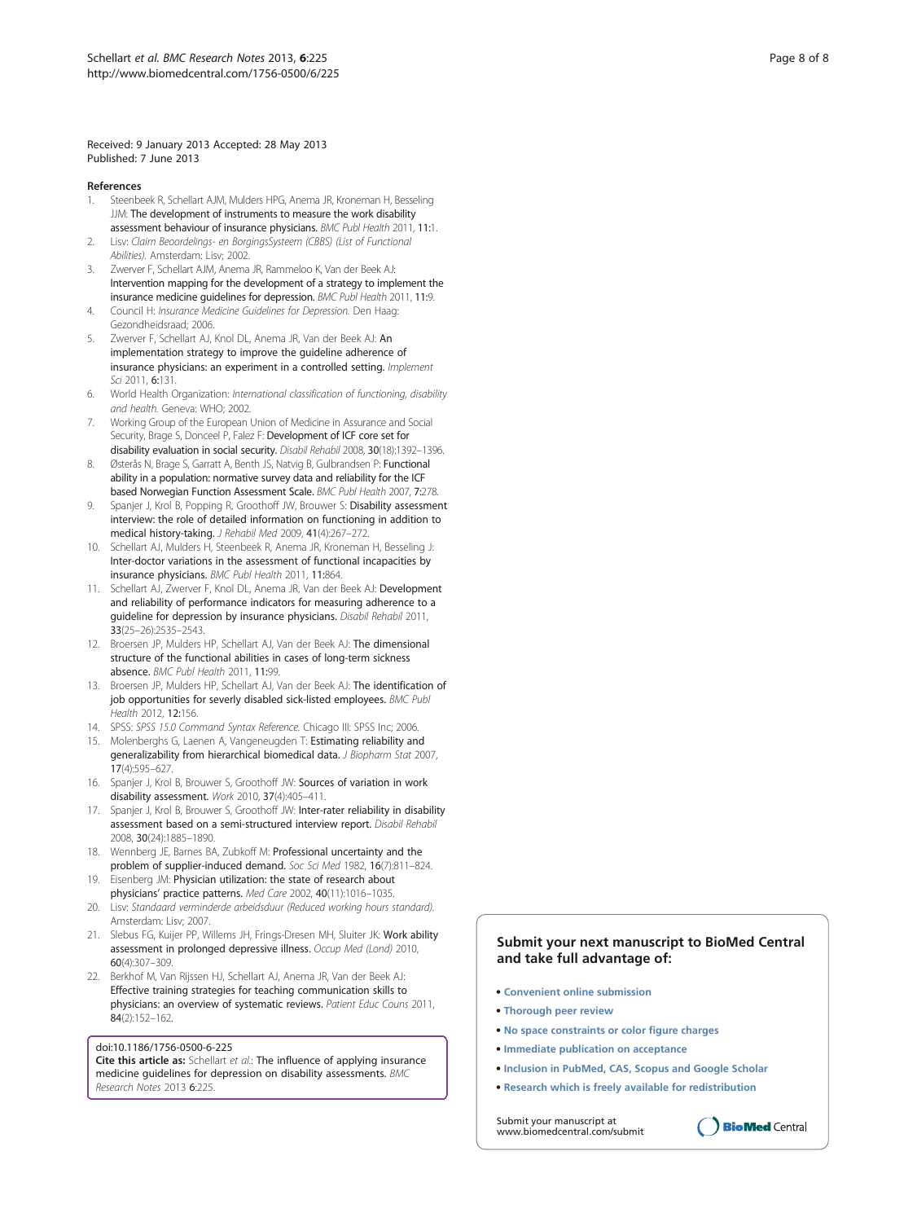Received: 9 January 2013 Accepted: 28 May 2013
Published: 7 June 2013

## References

1. Steenbeek R, Schellart AJM, Mulders HPG, Anema JR, Kroneman H, Besseling JJM: **The development of instruments to measure the work disability assessment behaviour of insurance physicians.** *BMC Publ Health* 2011, **11**:1.
2. Lisv: *Claim Beoordelings- en BorgingsSysteem (CBBS) (List of Functional Abilities).* Amsterdam: Lisv; 2002.
3. Zwerver F, Schellart AJM, Anema JR, Rammeloo K, Van der Beek AJ: **Intervention mapping for the development of a strategy to implement the insurance medicine guidelines for depression.** *BMC Publ Health* 2011, **11**:9.
4. Council H: *Insurance Medicine Guidelines for Depression.* Den Haag: Gezondheidsraad; 2006.
5. Zwerver F, Schellart AJ, Knol DL, Anema JR, Van der Beek AJ: **An implementation strategy to improve the guideline adherence of insurance physicians: an experiment in a controlled setting.** *Implement Sci* 2011, **6**:131.
6. World Health Organization: *International classification of functioning, disability and health.* Geneva: WHO; 2002.
7. Working Group of the European Union of Medicine in Assurance and Social Security, Brage S, Donceel P, Falez F: **Development of ICF core set for disability evaluation in social security.** *Disabil Rehabil* 2008, **30**(18):1392–1396.
8. Østerås N, Brage S, Garratt A, Benth JS, Natvig B, Gulbrandsen P: **Functional ability in a population: normative survey data and reliability for the ICF based Norwegian Function Assessment Scale.** *BMC Publ Health* 2007, **7**:278.
9. Spanjer J, Krol B, Popping R, Groothoff JW, Brouwer S: **Disability assessment interview: the role of detailed information on functioning in addition to medical history-taking.** *J Rehabil Med* 2009, **41**(4):267–272.
10. Schellart AJ, Mulders H, Steenbeek R, Anema JR, Kroneman H, Besseling J: **Inter-doctor variations in the assessment of functional incapacities by insurance physicians.** *BMC Publ Health* 2011, **11**:864.
11. Schellart AJ, Zwerver F, Knol DL, Anema JR, Van der Beek AJ: **Development and reliability of performance indicators for measuring adherence to a guideline for depression by insurance physicians.** *Disabil Rehabil* 2011, **33**(25–26):2535–2543.
12. Broersen JP, Mulders HP, Schellart AJ, Van der Beek AJ: **The dimensional structure of the functional abilities in cases of long-term sickness absence.** *BMC Publ Health* 2011, **11**:99.
13. Broersen JP, Mulders HP, Schellart AJ, Van der Beek AJ: **The identification of job opportunities for severly disabled sick-listed employees.** *BMC Publ Health* 2012, **12**:156.
14. SPSS: *SPSS 15.0 Command Syntax Reference.* Chicago Ill: SPSS Inc; 2006.
15. Molenberghs G, Laenen A, Vangeneugden T: **Estimating reliability and generalizability from hierarchical biomedical data.** *J Biopharm Stat* 2007, **17**(4):595–627.
16. Spanjer J, Krol B, Brouwer S, Groothoff JW: **Sources of variation in work disability assessment.** *Work* 2010, **37**(4):405–411.
17. Spanjer J, Krol B, Brouwer S, Groothoff JW: **Inter-rater reliability in disability assessment based on a semi-structured interview report.** *Disabil Rehabil* 2008, **30**(24):1885–1890.
18. Wennberg JE, Barnes BA, Zubkoff M: **Professional uncertainty and the problem of supplier-induced demand.** *Soc Sci Med* 1982, **16**(7):811–824.
19. Eisenberg JM: **Physician utilization: the state of research about physicians' practice patterns.** *Med Care* 2002, **40**(11):1016–1035.
20. Lisv: *Standaard verminderde arbeidsduur (Reduced working hours standard).* Amsterdam: Lisv; 2007.
21. Slebus FG, Kuijer PP, Willems JH, Frings-Dresen MH, Sluiter JK: **Work ability assessment in prolonged depressive illness.** *Occup Med (Lond)* 2010, **60**(4):307–309.
22. Berkhof M, Van Rijssen HJ, Schellart AJ, Anema JR, Van der Beek AJ: **Effective training strategies for teaching communication skills to physicians: an overview of systematic reviews.** *Patient Educ Couns* 2011, **84**(2):152–162.

doi:10.1186/1756-0500-6-225
**Cite this article as:** Schellart *et al.*: The influence of applying insurance medicine guidelines for depression on disability assessments. *BMC Research Notes* 2013 **6**:225.

**Submit your next manuscript to BioMed Central and take full advantage of:**

- **Convenient online submission**
- **Thorough peer review**
- **No space constraints or color figure charges**
- **Immediate publication on acceptance**
- **Inclusion in PubMed, CAS, Scopus and Google Scholar**
- **Research which is freely available for redistribution**

Submit your manuscript at
www.biomedcentral.com/submit

BioMed Central